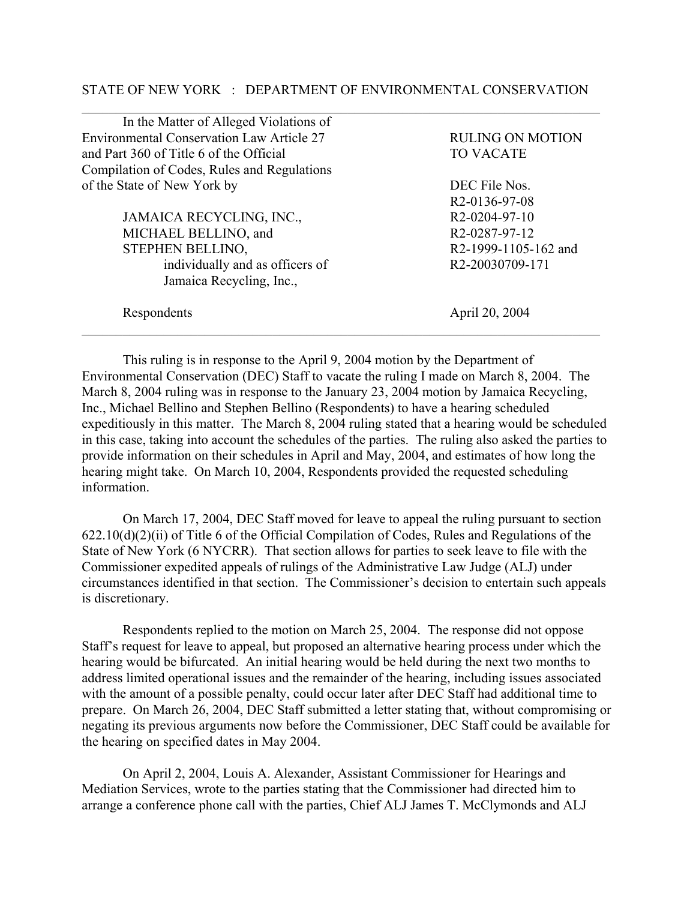STATE OF NEW YORK : DEPARTMENT OF ENVIRONMENTAL CONSERVATION

---

| | |
|---|---|
| In the Matter of Alleged Violations of Environmental Conservation Law Article 27 and Part 360 of Title 6 of the Official Compilation of Codes, Rules and Regulations of the State of New York by | RULING ON MOTION TO VACATE |
| JAMAICA RECYCLING, INC., MICHAEL BELLINO, and STEPHEN BELLINO, individually and as officers of Jamaica Recycling, Inc., | DEC File Nos. R2-0136-97-08 R2-0204-97-10 R2-0287-97-12 R2-1999-1105-162 and R2-20030709-171 |
| Respondents | April 20, 2004 |

---

This ruling is in response to the April 9, 2004 motion by the Department of Environmental Conservation (DEC) Staff to vacate the ruling I made on March 8, 2004. The March 8, 2004 ruling was in response to the January 23, 2004 motion by Jamaica Recycling, Inc., Michael Bellino and Stephen Bellino (Respondents) to have a hearing scheduled expeditiously in this matter. The March 8, 2004 ruling stated that a hearing would be scheduled in this case, taking into account the schedules of the parties. The ruling also asked the parties to provide information on their schedules in April and May, 2004, and estimates of how long the hearing might take. On March 10, 2004, Respondents provided the requested scheduling information.

On March 17, 2004, DEC Staff moved for leave to appeal the ruling pursuant to section 622.10(d)(2)(ii) of Title 6 of the Official Compilation of Codes, Rules and Regulations of the State of New York (6 NYCRR). That section allows for parties to seek leave to file with the Commissioner expedited appeals of rulings of the Administrative Law Judge (ALJ) under circumstances identified in that section. The Commissioner's decision to entertain such appeals is discretionary.

Respondents replied to the motion on March 25, 2004. The response did not oppose Staff's request for leave to appeal, but proposed an alternative hearing process under which the hearing would be bifurcated. An initial hearing would be held during the next two months to address limited operational issues and the remainder of the hearing, including issues associated with the amount of a possible penalty, could occur later after DEC Staff had additional time to prepare. On March 26, 2004, DEC Staff submitted a letter stating that, without compromising or negating its previous arguments now before the Commissioner, DEC Staff could be available for the hearing on specified dates in May 2004.

On April 2, 2004, Louis A. Alexander, Assistant Commissioner for Hearings and Mediation Services, wrote to the parties stating that the Commissioner had directed him to arrange a conference phone call with the parties, Chief ALJ James T. McClymonds and ALJ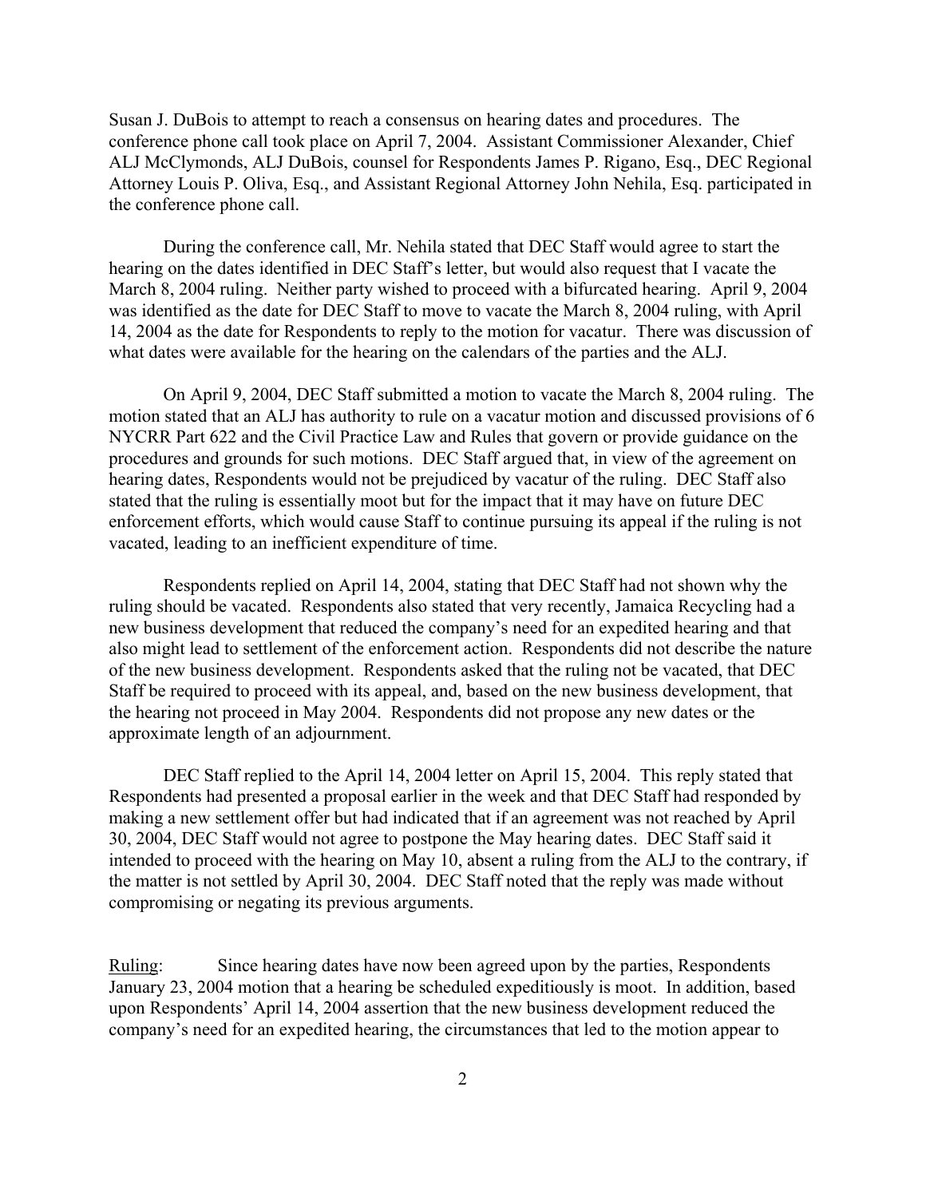Susan J. DuBois to attempt to reach a consensus on hearing dates and procedures. The conference phone call took place on April 7, 2004. Assistant Commissioner Alexander, Chief ALJ McClymonds, ALJ DuBois, counsel for Respondents James P. Rigano, Esq., DEC Regional Attorney Louis P. Oliva, Esq., and Assistant Regional Attorney John Nehila, Esq. participated in the conference phone call.

During the conference call, Mr. Nehila stated that DEC Staff would agree to start the hearing on the dates identified in DEC Staff's letter, but would also request that I vacate the March 8, 2004 ruling. Neither party wished to proceed with a bifurcated hearing. April 9, 2004 was identified as the date for DEC Staff to move to vacate the March 8, 2004 ruling, with April 14, 2004 as the date for Respondents to reply to the motion for vacatur. There was discussion of what dates were available for the hearing on the calendars of the parties and the ALJ.

On April 9, 2004, DEC Staff submitted a motion to vacate the March 8, 2004 ruling. The motion stated that an ALJ has authority to rule on a vacatur motion and discussed provisions of 6 NYCRR Part 622 and the Civil Practice Law and Rules that govern or provide guidance on the procedures and grounds for such motions. DEC Staff argued that, in view of the agreement on hearing dates, Respondents would not be prejudiced by vacatur of the ruling. DEC Staff also stated that the ruling is essentially moot but for the impact that it may have on future DEC enforcement efforts, which would cause Staff to continue pursuing its appeal if the ruling is not vacated, leading to an inefficient expenditure of time.

Respondents replied on April 14, 2004, stating that DEC Staff had not shown why the ruling should be vacated. Respondents also stated that very recently, Jamaica Recycling had a new business development that reduced the company's need for an expedited hearing and that also might lead to settlement of the enforcement action. Respondents did not describe the nature of the new business development. Respondents asked that the ruling not be vacated, that DEC Staff be required to proceed with its appeal, and, based on the new business development, that the hearing not proceed in May 2004. Respondents did not propose any new dates or the approximate length of an adjournment.

DEC Staff replied to the April 14, 2004 letter on April 15, 2004. This reply stated that Respondents had presented a proposal earlier in the week and that DEC Staff had responded by making a new settlement offer but had indicated that if an agreement was not reached by April 30, 2004, DEC Staff would not agree to postpone the May hearing dates. DEC Staff said it intended to proceed with the hearing on May 10, absent a ruling from the ALJ to the contrary, if the matter is not settled by April 30, 2004. DEC Staff noted that the reply was made without compromising or negating its previous arguments.

<u>Ruling</u>: Since hearing dates have now been agreed upon by the parties, Respondents January 23, 2004 motion that a hearing be scheduled expeditiously is moot. In addition, based upon Respondents' April 14, 2004 assertion that the new business development reduced the company's need for an expedited hearing, the circumstances that led to the motion appear to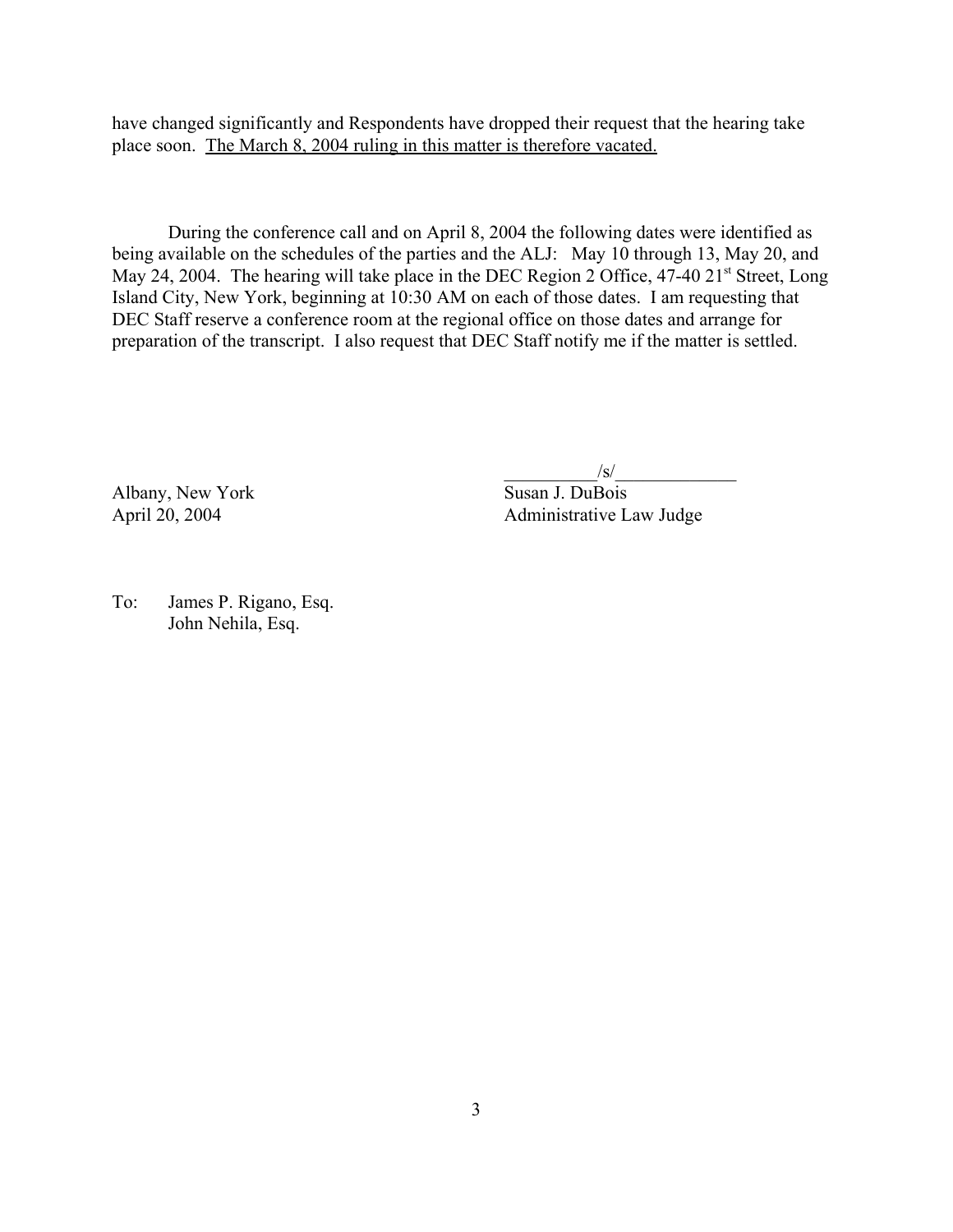have changed significantly and Respondents have dropped their request that the hearing take place soon. The March 8, 2004 ruling in this matter is therefore vacated.

During the conference call and on April 8, 2004 the following dates were identified as being available on the schedules of the parties and the ALJ: May 10 through 13, May 20, and May 24, 2004. The hearing will take place in the DEC Region 2 Office, 47-40 21st Street, Long Island City, New York, beginning at 10:30 AM on each of those dates. I am requesting that DEC Staff reserve a conference room at the regional office on those dates and arrange for preparation of the transcript. I also request that DEC Staff notify me if the matter is settled.

Albany, New York
April 20, 2004

/s/
Susan J. DuBois
Administrative Law Judge

To: James P. Rigano, Esq.
John Nehila, Esq.